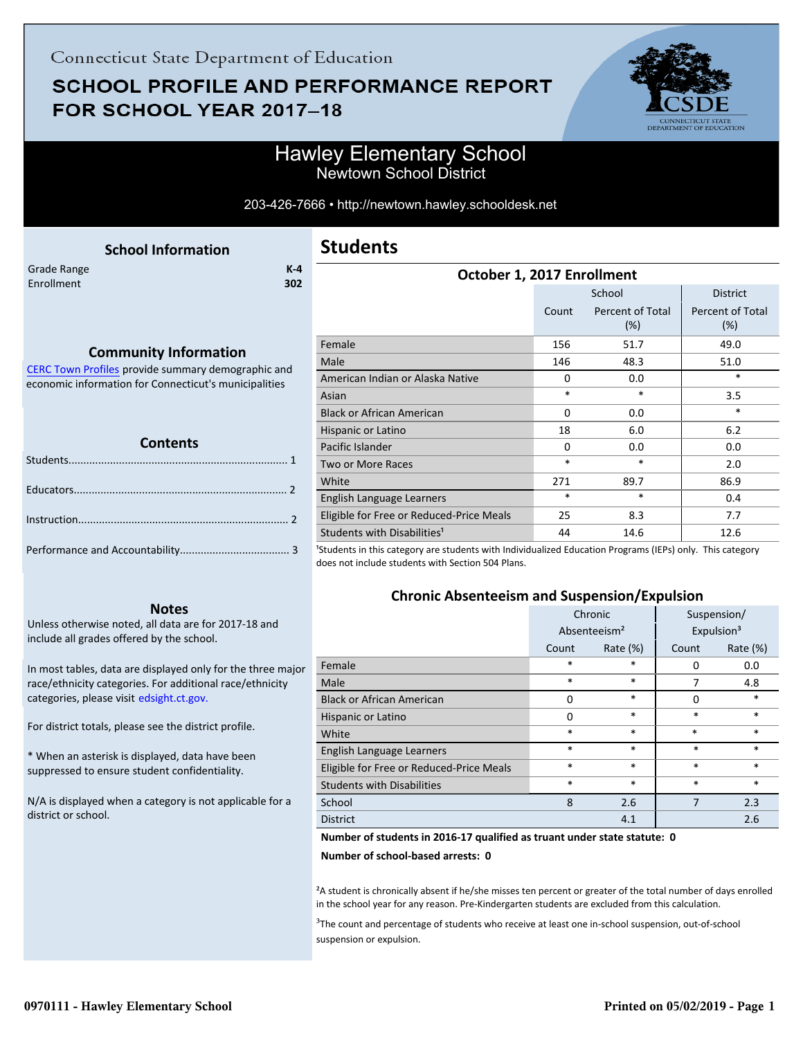Connecticut State Department of Education

# SCHOOL PROFILE AND PERFORMANCE REPORT FOR SCHOOL YEAR 2017–18

## Hawley Elementary School

Newtown School District

203-426-7666 • http://newtown.hawley.schooldesk.net

### School Information

| | |
|---|---|
| Grade Range | K-4 |
| Enrollment | 302 |

### Community Information

CERC Town Profiles provide summary demographic and economic information for Connecticut's municipalities

### Contents

Students........................................................................ 1

Educators...................................................................... 2

Instruction..................................................................... 2

Performance and Accountability.................................... 3

### Notes

Unless otherwise noted, all data are for 2017-18 and include all grades offered by the school.

In most tables, data are displayed only for the three major race/ethnicity categories. For additional race/ethnicity categories, please visit edsight.ct.gov.

For district totals, please see the district profile.

* When an asterisk is displayed, data have been suppressed to ensure student confidentiality.

N/A is displayed when a category is not applicable for a district or school.

## Students

### October 1, 2017 Enrollment

| | School | | District |
|---|---|---|---|
| | Count | Percent of Total (%) | Percent of Total (%) |
| Female | 156 | 51.7 | 49.0 |
| Male | 146 | 48.3 | 51.0 |
| American Indian or Alaska Native | 0 | 0.0 | * |
| Asian | * | * | 3.5 |
| Black or African American | 0 | 0.0 | * |
| Hispanic or Latino | 18 | 6.0 | 6.2 |
| Pacific Islander | 0 | 0.0 | 0.0 |
| Two or More Races | * | * | 2.0 |
| White | 271 | 89.7 | 86.9 |
| English Language Learners | * | * | 0.4 |
| Eligible for Free or Reduced-Price Meals | 25 | 8.3 | 7.7 |
| Students with Disabilities[1] | 44 | 14.6 | 12.6 |

[1]Students in this category are students with Individualized Education Programs (IEPs) only. This category does not include students with Section 504 Plans.

### Chronic Absenteeism and Suspension/Expulsion

| | Chronic Absenteeism[2] | | Suspension/ Expulsion[3] | |
|---|---|---|---|---|
| | Count | Rate (%) | Count | Rate (%) |
| Female | * | * | 0 | 0.0 |
| Male | * | * | 7 | 4.8 |
| Black or African American | 0 | * | 0 | * |
| Hispanic or Latino | 0 | * | * | * |
| White | * | * | * | * |
| English Language Learners | * | * | * | * |
| Eligible for Free or Reduced-Price Meals | * | * | * | * |
| Students with Disabilities | * | * | * | * |
| School | 8 | 2.6 | 7 | 2.3 |
| District | | 4.1 | | 2.6 |

**Number of students in 2016-17 qualified as truant under state statute: 0**

**Number of school-based arrests: 0**

[2]A student is chronically absent if he/she misses ten percent or greater of the total number of days enrolled in the school year for any reason. Pre-Kindergarten students are excluded from this calculation.

[3]The count and percentage of students who receive at least one in-school suspension, out-of-school suspension or expulsion.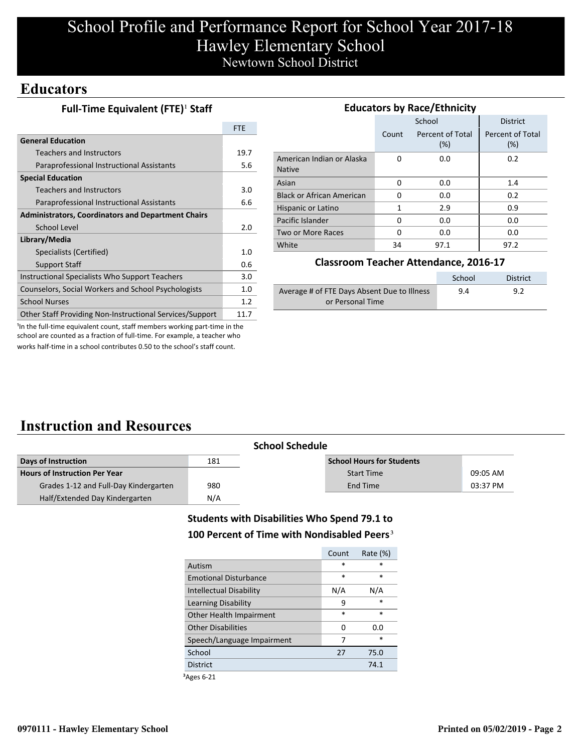# School Profile and Performance Report for School Year 2017-18
# Hawley Elementary School
## Newtown School District

## Educators

### Full-Time Equivalent (FTE)[1] Staff

| | FTE |
|---|---|
| **General Education** | |
| Teachers and Instructors | 19.7 |
| Paraprofessional Instructional Assistants | 5.6 |
| **Special Education** | |
| Teachers and Instructors | 3.0 |
| Paraprofessional Instructional Assistants | 6.6 |
| **Administrators, Coordinators and Department Chairs** | |
| School Level | 2.0 |
| **Library/Media** | |
| Specialists (Certified) | 1.0 |
| Support Staff | 0.6 |
| Instructional Specialists Who Support Teachers | 3.0 |
| Counselors, Social Workers and School Psychologists | 1.0 |
| School Nurses | 1.2 |
| Other Staff Providing Non-Instructional Services/Support | 11.7 |

[1]In the full-time equivalent count, staff members working part-time in the school are counted as a fraction of full-time. For example, a teacher who works half-time in a school contributes 0.50 to the school's staff count.

### Educators by Race/Ethnicity

| | School | | District |
|---|---|---|---|
| | Count | Percent of Total (%) | Percent of Total (%) |
| American Indian or Alaska Native | 0 | 0.0 | 0.2 |
| Asian | 0 | 0.0 | 1.4 |
| Black or African American | 0 | 0.0 | 0.2 |
| Hispanic or Latino | 1 | 2.9 | 0.9 |
| Pacific Islander | 0 | 0.0 | 0.0 |
| Two or More Races | 0 | 0.0 | 0.0 |
| White | 34 | 97.1 | 97.2 |

### Classroom Teacher Attendance, 2016-17

| | School | District |
|---|---|---|
| Average # of FTE Days Absent Due to Illness or Personal Time | 9.4 | 9.2 |

## Instruction and Resources

### School Schedule

| | |
|---|---|
| **Days of Instruction** | 181 |
| **Hours of Instruction Per Year** | |
| Grades 1-12 and Full-Day Kindergarten | 980 |
| Half/Extended Day Kindergarten | N/A |

| **School Hours for Students** | |
|---|---|
| Start Time | 09:05 AM |
| End Time | 03:37 PM |

### Students with Disabilities Who Spend 79.1 to 100 Percent of Time with Nondisabled Peers[3]

| | Count | Rate (%) |
|---|---|---|
| Autism | * | * |
| Emotional Disturbance | * | * |
| Intellectual Disability | N/A | N/A |
| Learning Disability | 9 | * |
| Other Health Impairment | * | * |
| Other Disabilities | 0 | 0.0 |
| Speech/Language Impairment | 7 | * |
| School | 27 | 75.0 |
| District | | 74.1 |

[3]Ages 6-21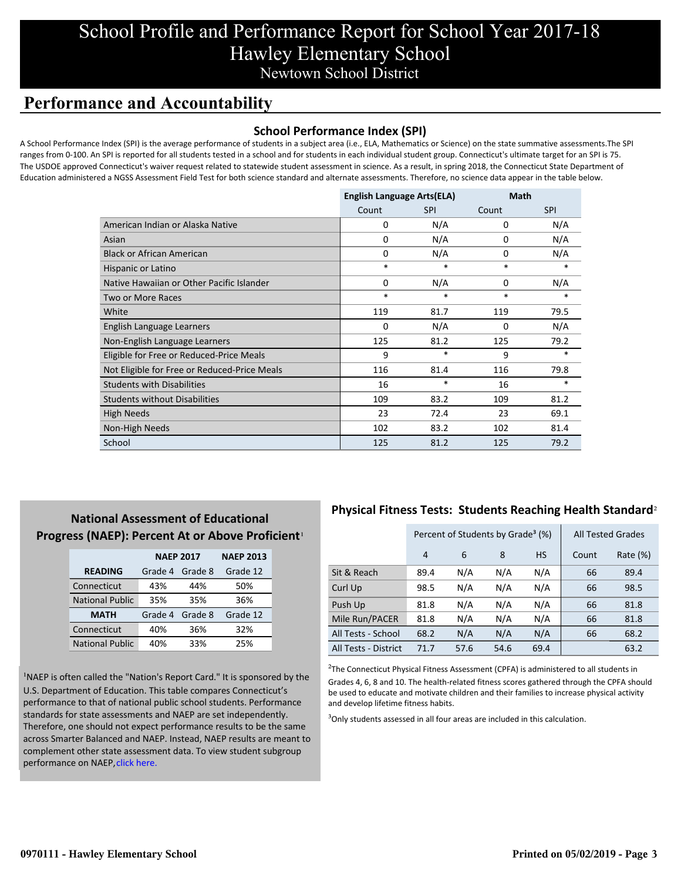# School Profile and Performance Report for School Year 2017-18
## Hawley Elementary School
### Newtown School District

## Performance and Accountability

### School Performance Index (SPI)

A School Performance Index (SPI) is the average performance of students in a subject area (i.e., ELA, Mathematics or Science) on the state summative assessments.The SPI ranges from 0-100. An SPI is reported for all students tested in a school and for students in each individual student group. Connecticut's ultimate target for an SPI is 75. The USDOE approved Connecticut's waiver request related to statewide student assessment in science. As a result, in spring 2018, the Connecticut State Department of Education administered a NGSS Assessment Field Test for both science standard and alternate assessments. Therefore, no science data appear in the table below.

| | English Language Arts(ELA) | | Math | |
|---|---|---|---|---|
| | Count | SPI | Count | SPI |
| American Indian or Alaska Native | 0 | N/A | 0 | N/A |
| Asian | 0 | N/A | 0 | N/A |
| Black or African American | 0 | N/A | 0 | N/A |
| Hispanic or Latino | * | * | * | * |
| Native Hawaiian or Other Pacific Islander | 0 | N/A | 0 | N/A |
| Two or More Races | * | * | * | * |
| White | 119 | 81.7 | 119 | 79.5 |
| English Language Learners | 0 | N/A | 0 | N/A |
| Non-English Language Learners | 125 | 81.2 | 125 | 79.2 |
| Eligible for Free or Reduced-Price Meals | 9 | * | 9 | * |
| Not Eligible for Free or Reduced-Price Meals | 116 | 81.4 | 116 | 79.8 |
| Students with Disabilities | 16 | * | 16 | * |
| Students without Disabilities | 109 | 83.2 | 109 | 81.2 |
| High Needs | 23 | 72.4 | 23 | 69.1 |
| Non-High Needs | 102 | 83.2 | 102 | 81.4 |
| School | 125 | 81.2 | 125 | 79.2 |

### National Assessment of Educational Progress (NAEP): Percent At or Above Proficient[1]

| | NAEP 2017 | | NAEP 2013 |
|---|---|---|---|
| **READING** | Grade 4 | Grade 8 | Grade 12 |
| Connecticut | 43% | 44% | 50% |
| National Public | 35% | 35% | 36% |
| **MATH** | Grade 4 | Grade 8 | Grade 12 |
| Connecticut | 40% | 36% | 32% |
| National Public | 40% | 33% | 25% |

[1]NAEP is often called the "Nation's Report Card." It is sponsored by the U.S. Department of Education. This table compares Connecticut's performance to that of national public school students. Performance standards for state assessments and NAEP are set independently. Therefore, one should not expect performance results to be the same across Smarter Balanced and NAEP. Instead, NAEP results are meant to complement other state assessment data. To view student subgroup performance on NAEP, click here.

### Physical Fitness Tests: Students Reaching Health Standard[2]

| | Percent of Students by Grade[3] (%) | | | | All Tested Grades | |
|---|---|---|---|---|---|---|
| | 4 | 6 | 8 | HS | Count | Rate (%) |
| Sit & Reach | 89.4 | N/A | N/A | N/A | 66 | 89.4 |
| Curl Up | 98.5 | N/A | N/A | N/A | 66 | 98.5 |
| Push Up | 81.8 | N/A | N/A | N/A | 66 | 81.8 |
| Mile Run/PACER | 81.8 | N/A | N/A | N/A | 66 | 81.8 |
| All Tests - School | 68.2 | N/A | N/A | N/A | 66 | 68.2 |
| All Tests - District | 71.7 | 57.6 | 54.6 | 69.4 | | 63.2 |

[2]The Connecticut Physical Fitness Assessment (CPFA) is administered to all students in Grades 4, 6, 8 and 10. The health-related fitness scores gathered through the CPFA should be used to educate and motivate children and their families to increase physical activity and develop lifetime fitness habits.

[3]Only students assessed in all four areas are included in this calculation.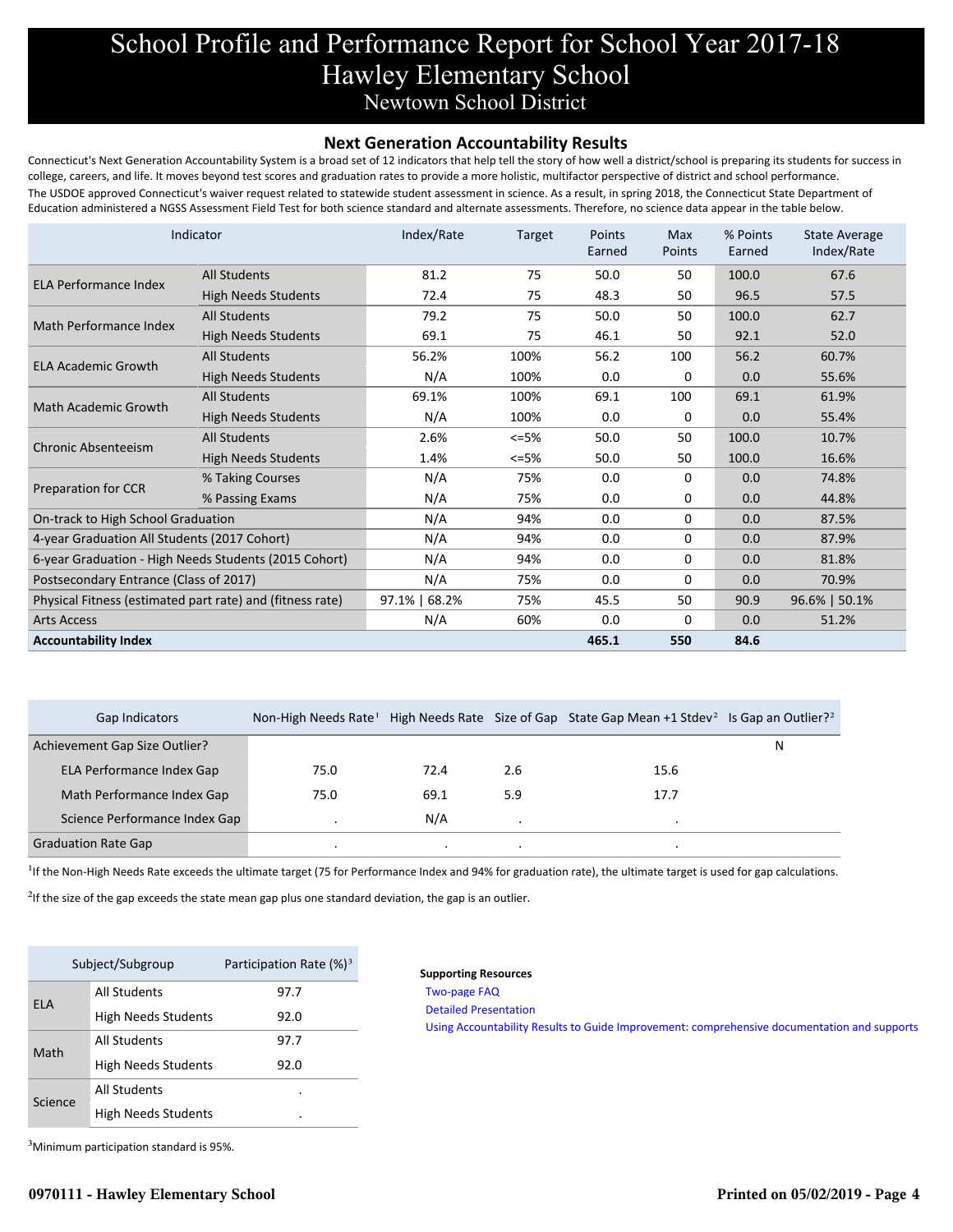# School Profile and Performance Report for School Year 2017-18
# Hawley Elementary School
## Newtown School District

### Next Generation Accountability Results

Connecticut's Next Generation Accountability System is a broad set of 12 indicators that help tell the story of how well a district/school is preparing its students for success in college, careers, and life. It moves beyond test scores and graduation rates to provide a more holistic, multifactor perspective of district and school performance.

The USDOE approved Connecticut's waiver request related to statewide student assessment in science. As a result, in spring 2018, the Connecticut State Department of Education administered a NGSS Assessment Field Test for both science standard and alternate assessments. Therefore, no science data appear in the table below.

| Indicator | | Index/Rate | Target | Points Earned | Max Points | % Points Earned | State Average Index/Rate |
|---|---|---|---|---|---|---|---|
| ELA Performance Index | All Students | 81.2 | 75 | 50.0 | 50 | 100.0 | 67.6 |
| | High Needs Students | 72.4 | 75 | 48.3 | 50 | 96.5 | 57.5 |
| Math Performance Index | All Students | 79.2 | 75 | 50.0 | 50 | 100.0 | 62.7 |
| | High Needs Students | 69.1 | 75 | 46.1 | 50 | 92.1 | 52.0 |
| ELA Academic Growth | All Students | 56.2% | 100% | 56.2 | 100 | 56.2 | 60.7% |
| | High Needs Students | N/A | 100% | 0.0 | 0 | 0.0 | 55.6% |
| Math Academic Growth | All Students | 69.1% | 100% | 69.1 | 100 | 69.1 | 61.9% |
| | High Needs Students | N/A | 100% | 0.0 | 0 | 0.0 | 55.4% |
| Chronic Absenteeism | All Students | 2.6% | <=5% | 50.0 | 50 | 100.0 | 10.7% |
| | High Needs Students | 1.4% | <=5% | 50.0 | 50 | 100.0 | 16.6% |
| Preparation for CCR | % Taking Courses | N/A | 75% | 0.0 | 0 | 0.0 | 74.8% |
| | % Passing Exams | N/A | 75% | 0.0 | 0 | 0.0 | 44.8% |
| On-track to High School Graduation | | N/A | 94% | 0.0 | 0 | 0.0 | 87.5% |
| 4-year Graduation All Students (2017 Cohort) | | N/A | 94% | 0.0 | 0 | 0.0 | 87.9% |
| 6-year Graduation - High Needs Students (2015 Cohort) | | N/A | 94% | 0.0 | 0 | 0.0 | 81.8% |
| Postsecondary Entrance (Class of 2017) | | N/A | 75% | 0.0 | 0 | 0.0 | 70.9% |
| Physical Fitness (estimated part rate) and (fitness rate) | | 97.1% \| 68.2% | 75% | 45.5 | 50 | 90.9 | 96.6% \| 50.1% |
| Arts Access | | N/A | 60% | 0.0 | 0 | 0.0 | 51.2% |
| **Accountability Index** | | | | **465.1** | **550** | **84.6** | |

| Gap Indicators | Non-High Needs Rate[1] | High Needs Rate | Size of Gap | State Gap Mean +1 Stdev[2] | Is Gap an Outlier?[2] |
|---|---|---|---|---|---|
| Achievement Gap Size Outlier? | | | | | N |
| ELA Performance Index Gap | 75.0 | 72.4 | 2.6 | 15.6 | |
| Math Performance Index Gap | 75.0 | 69.1 | 5.9 | 17.7 | |
| Science Performance Index Gap | . | N/A | . | . | |
| Graduation Rate Gap | . | . | . | . | |

[1]If the Non-High Needs Rate exceeds the ultimate target (75 for Performance Index and 94% for graduation rate), the ultimate target is used for gap calculations.

[2]If the size of the gap exceeds the state mean gap plus one standard deviation, the gap is an outlier.

| Subject/Subgroup | | Participation Rate (%)[3] |
|---|---|---|
| ELA | All Students | 97.7 |
| | High Needs Students | 92.0 |
| Math | All Students | 97.7 |
| | High Needs Students | 92.0 |
| Science | All Students | . |
| | High Needs Students | . |

[3]Minimum participation standard is 95%.

**Supporting Resources**

- Two-page FAQ
- Detailed Presentation
- Using Accountability Results to Guide Improvement: comprehensive documentation and supports

0970111 - Hawley Elementary School